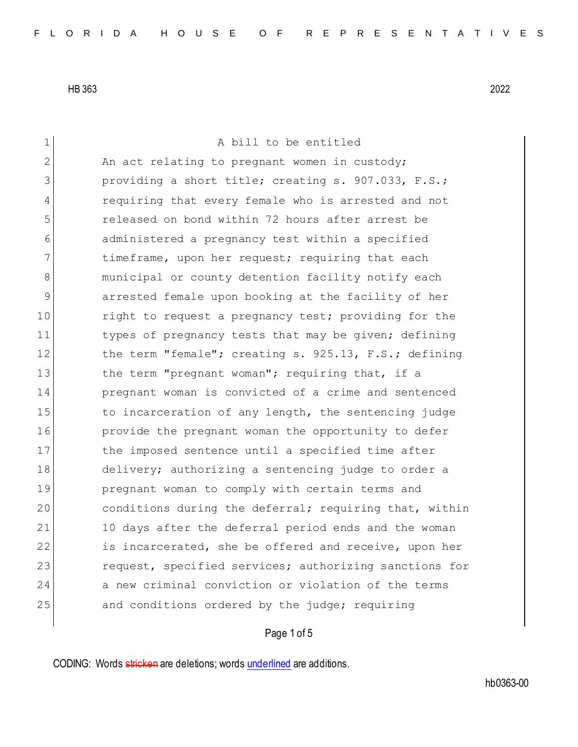HB 363 2022

A bill to be entitled

An act relating to pregnant women in custody; providing a short title; creating s. 907.033, F.S.; requiring that every female who is arrested and not released on bond within 72 hours after arrest be administered a pregnancy test within a specified timeframe, upon her request; requiring that each municipal or county detention facility notify each arrested female upon booking at the facility of her right to request a pregnancy test; providing for the types of pregnancy tests that may be given; defining the term "female"; creating s. 925.13, F.S.; defining the term "pregnant woman"; requiring that, if a pregnant woman is convicted of a crime and sentenced to incarceration of any length, the sentencing judge provide the pregnant woman the opportunity to defer the imposed sentence until a specified time after delivery; authorizing a sentencing judge to order a pregnant woman to comply with certain terms and conditions during the deferral; requiring that, within 10 days after the deferral period ends and the woman is incarcerated, she be offered and receive, upon her request, specified services; authorizing sanctions for a new criminal conviction or violation of the terms and conditions ordered by the judge; requiring

CODING: Words ~~stricken~~ are deletions; words underlined are additions.

hb0363-00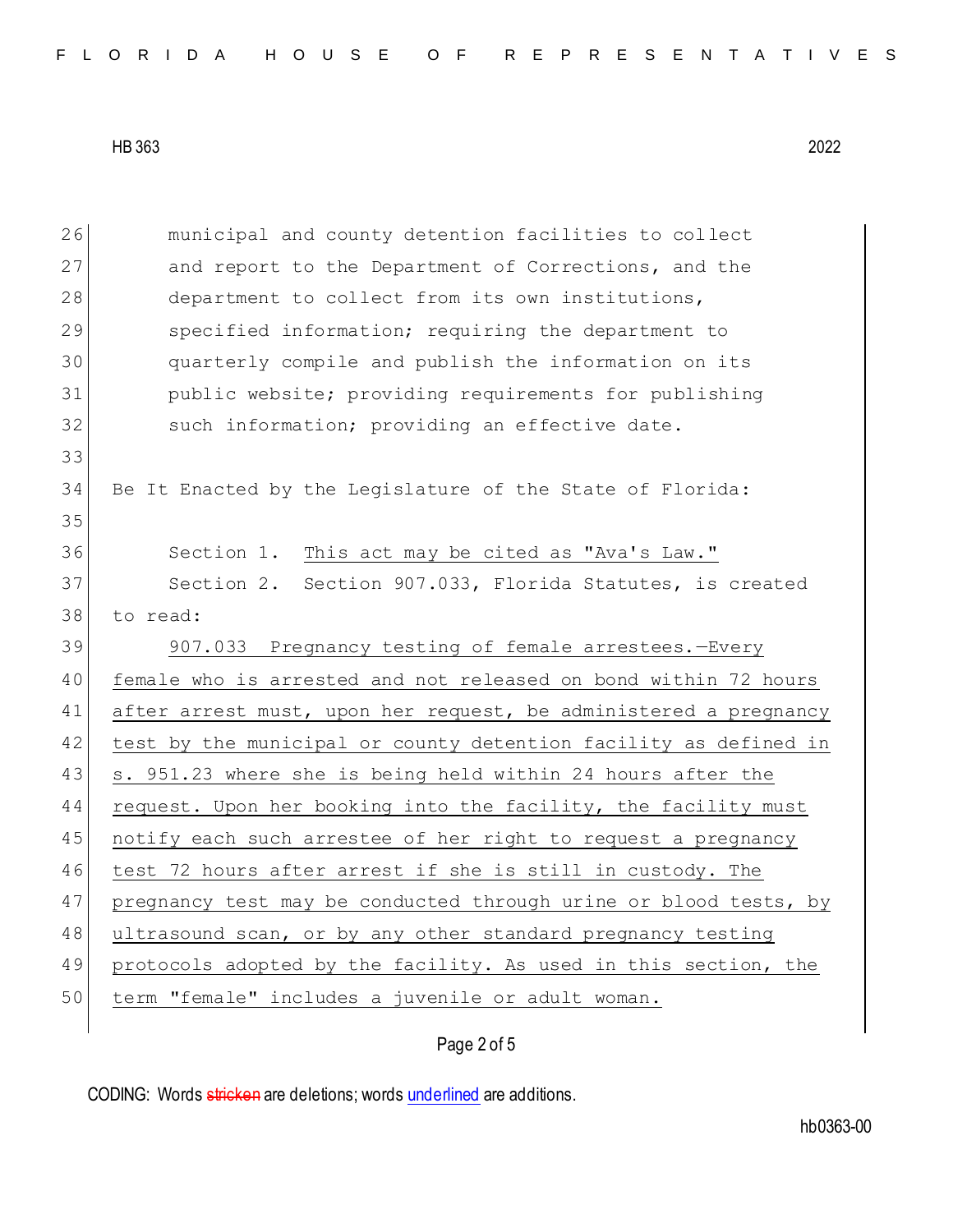municipal and county detention facilities to collect and report to the Department of Corrections, and the department to collect from its own institutions, specified information; requiring the department to quarterly compile and publish the information on its public website; providing requirements for publishing such information; providing an effective date.

Be It Enacted by the Legislature of the State of Florida:

Section 1. This act may be cited as "Ava's Law."

Section 2. Section 907.033, Florida Statutes, is created to read:

907.033 Pregnancy testing of female arrestees.—Every female who is arrested and not released on bond within 72 hours after arrest must, upon her request, be administered a pregnancy test by the municipal or county detention facility as defined in s. 951.23 where she is being held within 24 hours after the request. Upon her booking into the facility, the facility must notify each such arrestee of her right to request a pregnancy test 72 hours after arrest if she is still in custody. The pregnancy test may be conducted through urine or blood tests, by ultrasound scan, or by any other standard pregnancy testing protocols adopted by the facility. As used in this section, the term "female" includes a juvenile or adult woman.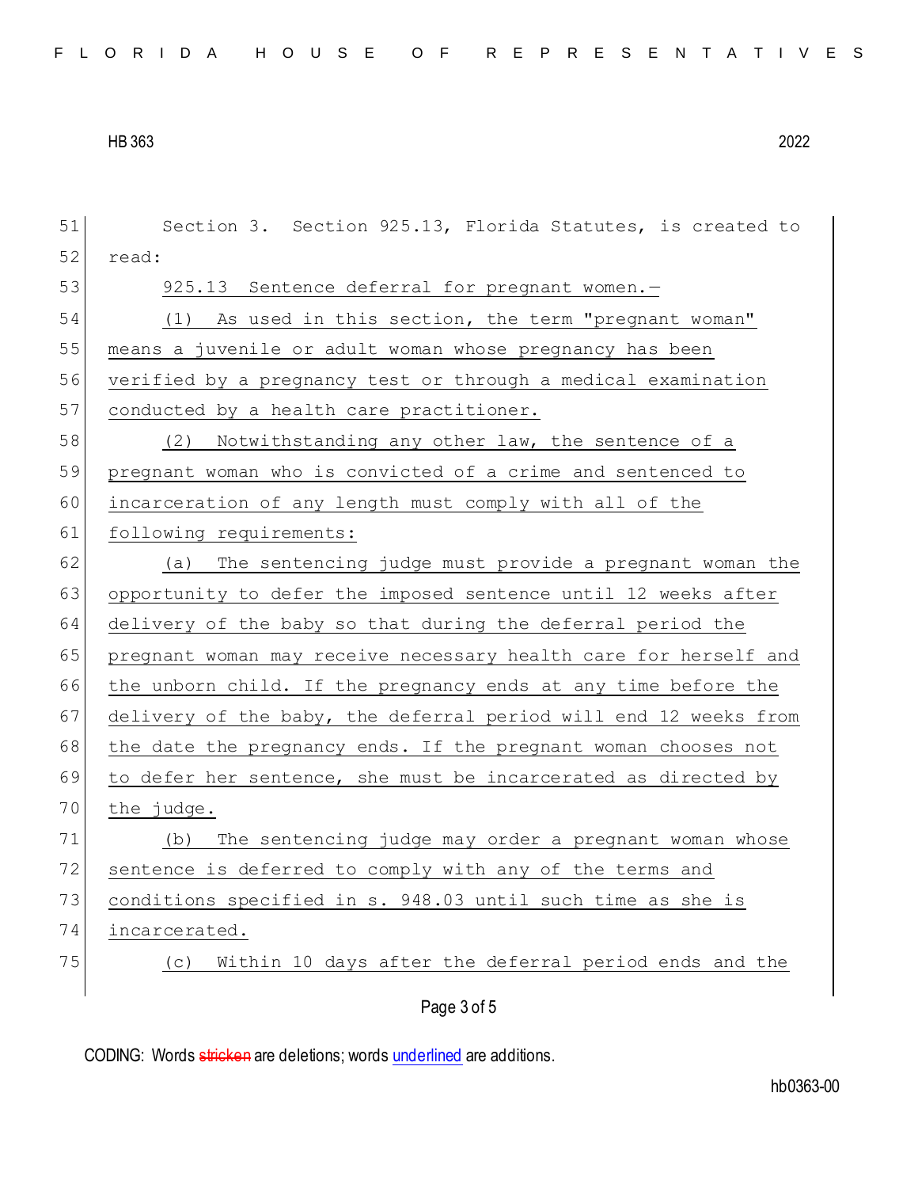Section 3. Section 925.13, Florida Statutes, is created to read:

925.13 Sentence deferral for pregnant women.—

(1) As used in this section, the term "pregnant woman" means a juvenile or adult woman whose pregnancy has been verified by a pregnancy test or through a medical examination conducted by a health care practitioner.

(2) Notwithstanding any other law, the sentence of a pregnant woman who is convicted of a crime and sentenced to incarceration of any length must comply with all of the following requirements:

(a) The sentencing judge must provide a pregnant woman the opportunity to defer the imposed sentence until 12 weeks after delivery of the baby so that during the deferral period the pregnant woman may receive necessary health care for herself and the unborn child. If the pregnancy ends at any time before the delivery of the baby, the deferral period will end 12 weeks from the date the pregnancy ends. If the pregnant woman chooses not to defer her sentence, she must be incarcerated as directed by the judge.

(b) The sentencing judge may order a pregnant woman whose sentence is deferred to comply with any of the terms and conditions specified in s. 948.03 until such time as she is incarcerated.

(c) Within 10 days after the deferral period ends and the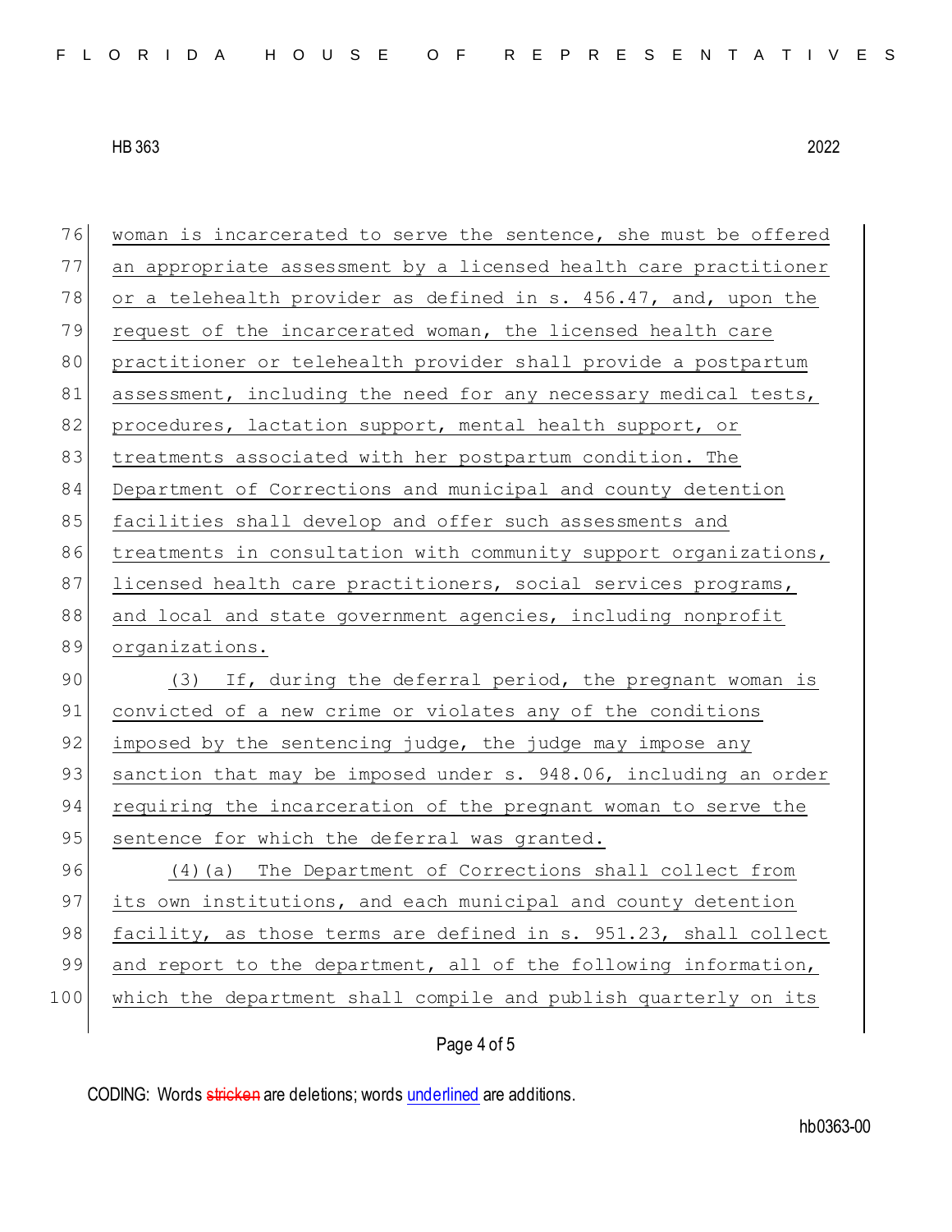woman is incarcerated to serve the sentence, she must be offered an appropriate assessment by a licensed health care practitioner or a telehealth provider as defined in s. 456.47, and, upon the request of the incarcerated woman, the licensed health care practitioner or telehealth provider shall provide a postpartum assessment, including the need for any necessary medical tests, procedures, lactation support, mental health support, or treatments associated with her postpartum condition. The Department of Corrections and municipal and county detention facilities shall develop and offer such assessments and treatments in consultation with community support organizations, licensed health care practitioners, social services programs, and local and state government agencies, including nonprofit organizations.

(3) If, during the deferral period, the pregnant woman is convicted of a new crime or violates any of the conditions imposed by the sentencing judge, the judge may impose any sanction that may be imposed under s. 948.06, including an order requiring the incarceration of the pregnant woman to serve the sentence for which the deferral was granted.

(4)(a) The Department of Corrections shall collect from its own institutions, and each municipal and county detention facility, as those terms are defined in s. 951.23, shall collect and report to the department, all of the following information, which the department shall compile and publish quarterly on its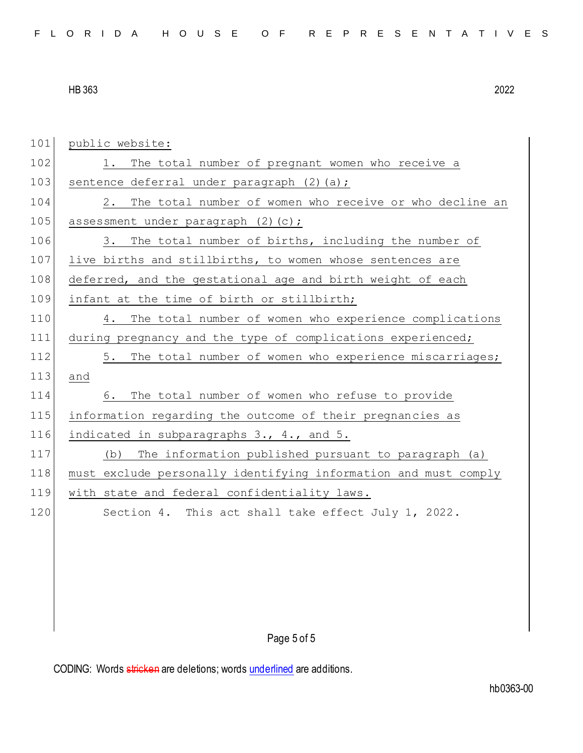public website:

1. The total number of pregnant women who receive a sentence deferral under paragraph (2)(a);

2. The total number of women who receive or who decline an assessment under paragraph (2)(c);

3. The total number of births, including the number of live births and stillbirths, to women whose sentences are deferred, and the gestational age and birth weight of each infant at the time of birth or stillbirth;

4. The total number of women who experience complications during pregnancy and the type of complications experienced;

5. The total number of women who experience miscarriages; and

6. The total number of women who refuse to provide information regarding the outcome of their pregnancies as indicated in subparagraphs 3., 4., and 5.

(b) The information published pursuant to paragraph (a) must exclude personally identifying information and must comply with state and federal confidentiality laws.

Section 4. This act shall take effect July 1, 2022.